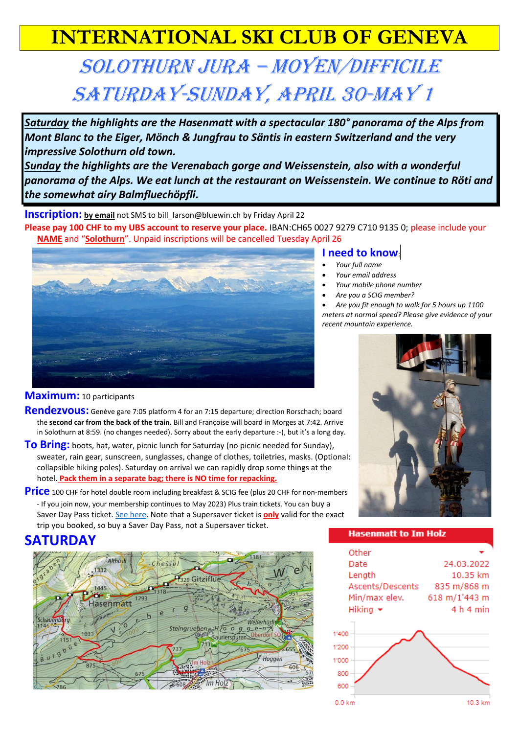# INTERNATIONAL SKI CLUB OF GENEVA

## SOLOTHURN JURA – MOYEN/DIFFICILE

## SATURDAY-SUNDAY, APRIL 30-MAY 1

***Saturday** the highlights are the Hasenmatt with a spectacular 180° panorama of the Alps from Mont Blanc to the Eiger, Mönch & Jungfrau to Säntis in eastern Switzerland and the very impressive Solothurn old town.*

***Sunday** the highlights are the Verenabach gorge and Weissenstein, also with a wonderful panorama of the Alps. We eat lunch at the restaurant on Weissenstein. We continue to Röti and the somewhat airy Balmfluechöpfli.*

**Inscription:** **by email** not SMS to bill_larson@bluewin.ch by Friday April 22

**Please pay 100 CHF to my UBS account to reserve your place.** IBAN:CH65 0027 9279 C710 9135 0; please include your **NAME** and "**Solothurn**". Unpaid inscriptions will be cancelled Tuesday April 26

**I need to know:**

- *Your full name*
- *Your email address*
- *Your mobile phone number*
- *Are you a SCIG member?*
- *Are you fit enough to walk for 5 hours up 1100 meters at normal speed? Please give evidence of your recent mountain experience.*

**Maximum:** 10 participants

**Rendezvous:** Genève gare 7:05 platform 4 for an 7:15 departure; direction Rorschach; board the **second car from the back of the train.** Bill and Françoise will board in Morges at 7:42. Arrive in Solothurn at 8:59. (no changes needed). Sorry about the early departure :-(, but it's a long day.

**To Bring:** boots, hat, water, picnic lunch for Saturday (no picnic needed for Sunday), sweater, rain gear, sunscreen, sunglasses, change of clothes, toiletries, masks. (Optional: collapsible hiking poles). Saturday on arrival we can rapidly drop some things at the hotel. **Pack them in a separate bag; there is NO time for repacking.**

**Price** 100 CHF for hotel double room including breakfast & SCIG fee (plus 20 CHF for non-members - If you join now, your membership continues to May 2023) Plus train tickets. You can buy a Saver Day Pass ticket. See here. Note that a Supersaver ticket is **only** valid for the exact trip you booked, so buy a Saver Day Pass, not a Supersaver ticket.

## SATURDAY

**Hasenmatt to Im Holz**

| Other | |
|---|---|
| Date | 24.03.2022 |
| Length | 10.35 km |
| Ascents/Descents | 835 m/868 m |
| Min/max elev. | 618 m/1'443 m |
| Hiking | 4 h 4 min |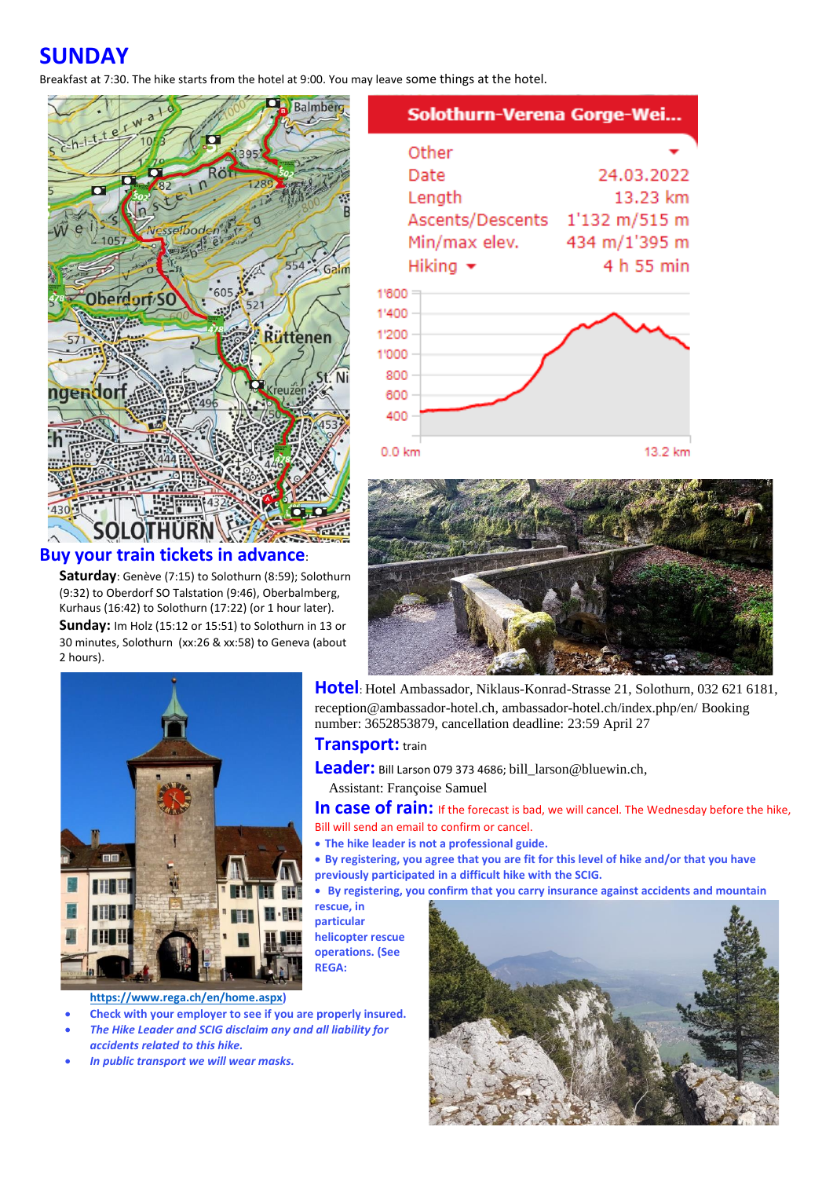# SUNDAY

Breakfast at 7:30. The hike starts from the hotel at 9:00. You may leave some things at the hotel.

## Buy your train tickets in advance:

**Saturday**: Genève (7:15) to Solothurn (8:59); Solothurn (9:32) to Oberdorf SO Talstation (9:46), Oberbalmberg, Kurhaus (16:42) to Solothurn (17:22) (or 1 hour later).

**Sunday:** Im Holz (15:12 or 15:51) to Solothurn in 13 or 30 minutes, Solothurn (xx:26 & xx:58) to Geneva (about 2 hours).

**Hotel**: Hotel Ambassador, Niklaus-Konrad-Strasse 21, Solothurn, 032 621 6181, reception@ambassador-hotel.ch, ambassador-hotel.ch/index.php/en/ Booking number: 3652853879, cancellation deadline: 23:59 April 27

**Transport:** train

**Leader:** Bill Larson 079 373 4686; bill_larson@bluewin.ch,
Assistant: Françoise Samuel

**In case of rain:** If the forecast is bad, we will cancel. The Wednesday before the hike, Bill will send an email to confirm or cancel.

- **The hike leader is not a professional guide.**
- **By registering, you agree that you are fit for this level of hike and/or that you have previously participated in a difficult hike with the SCIG.**
- **By registering, you confirm that you carry insurance against accidents and mountain rescue, in particular helicopter rescue operations. (See REGA: https://www.rega.ch/en/home.aspx)**
- **Check with your employer to see if you are properly insured.**
- ***The Hike Leader and SCIG disclaim any and all liability for accidents related to this hike.***
- ***In public transport we will wear masks.***